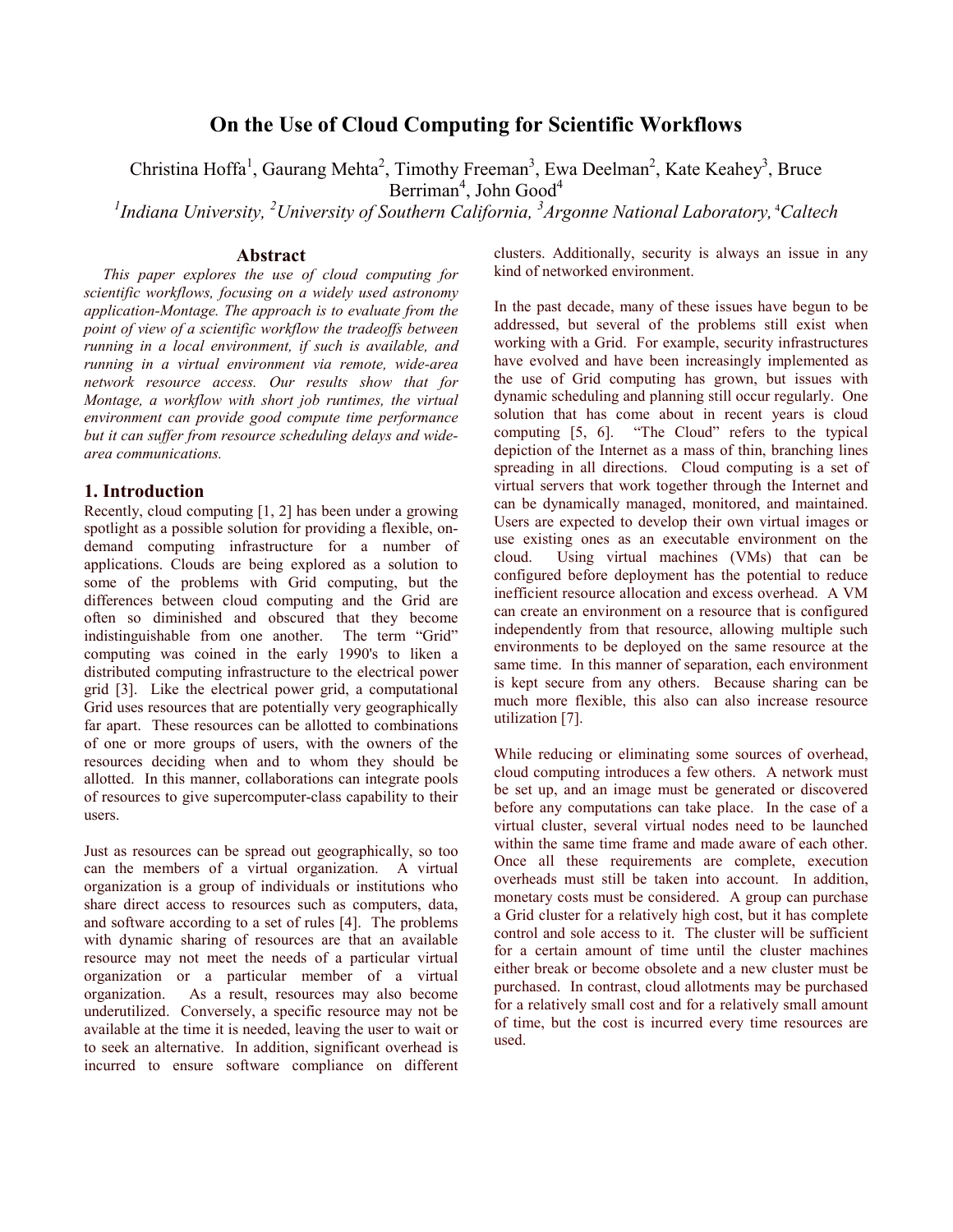# On the Use of Cloud Computing for Scientific Workflows

Christina Hoffa[1], Gaurang Mehta[2], Timothy Freeman[3], Ewa Deelman[2], Kate Keahey[3], Bruce Berriman[4], John Good[4]

[1]*Indiana University,* [2]*University of Southern California,* [3]*Argonne National Laboratory,* [4]*Caltech*

## Abstract

*This paper explores the use of cloud computing for scientific workflows, focusing on a widely used astronomy application-Montage. The approach is to evaluate from the point of view of a scientific workflow the tradeoffs between running in a local environment, if such is available, and running in a virtual environment via remote, wide-area network resource access. Our results show that for Montage, a workflow with short job runtimes, the virtual environment can provide good compute time performance but it can suffer from resource scheduling delays and wide-area communications.*

## 1. Introduction

Recently, cloud computing [1, 2] has been under a growing spotlight as a possible solution for providing a flexible, on-demand computing infrastructure for a number of applications. Clouds are being explored as a solution to some of the problems with Grid computing, but the differences between cloud computing and the Grid are often so diminished and obscured that they become indistinguishable from one another. The term "Grid" computing was coined in the early 1990's to liken a distributed computing infrastructure to the electrical power grid [3]. Like the electrical power grid, a computational Grid uses resources that are potentially very geographically far apart. These resources can be allotted to combinations of one or more groups of users, with the owners of the resources deciding when and to whom they should be allotted. In this manner, collaborations can integrate pools of resources to give supercomputer-class capability to their users.

Just as resources can be spread out geographically, so too can the members of a virtual organization. A virtual organization is a group of individuals or institutions who share direct access to resources such as computers, data, and software according to a set of rules [4]. The problems with dynamic sharing of resources are that an available resource may not meet the needs of a particular virtual organization or a particular member of a virtual organization. As a result, resources may also become underutilized. Conversely, a specific resource may not be available at the time it is needed, leaving the user to wait or to seek an alternative. In addition, significant overhead is incurred to ensure software compliance on different clusters. Additionally, security is always an issue in any kind of networked environment.

In the past decade, many of these issues have begun to be addressed, but several of the problems still exist when working with a Grid. For example, security infrastructures have evolved and have been increasingly implemented as the use of Grid computing has grown, but issues with dynamic scheduling and planning still occur regularly. One solution that has come about in recent years is cloud computing [5, 6]. "The Cloud" refers to the typical depiction of the Internet as a mass of thin, branching lines spreading in all directions. Cloud computing is a set of virtual servers that work together through the Internet and can be dynamically managed, monitored, and maintained. Users are expected to develop their own virtual images or use existing ones as an executable environment on the cloud. Using virtual machines (VMs) that can be configured before deployment has the potential to reduce inefficient resource allocation and excess overhead. A VM can create an environment on a resource that is configured independently from that resource, allowing multiple such environments to be deployed on the same resource at the same time. In this manner of separation, each environment is kept secure from any others. Because sharing can be much more flexible, this also can also increase resource utilization [7].

While reducing or eliminating some sources of overhead, cloud computing introduces a few others. A network must be set up, and an image must be generated or discovered before any computations can take place. In the case of a virtual cluster, several virtual nodes need to be launched within the same time frame and made aware of each other. Once all these requirements are complete, execution overheads must still be taken into account. In addition, monetary costs must be considered. A group can purchase a Grid cluster for a relatively high cost, but it has complete control and sole access to it. The cluster will be sufficient for a certain amount of time until the cluster machines either break or become obsolete and a new cluster must be purchased. In contrast, cloud allotments may be purchased for a relatively small cost and for a relatively small amount of time, but the cost is incurred every time resources are used.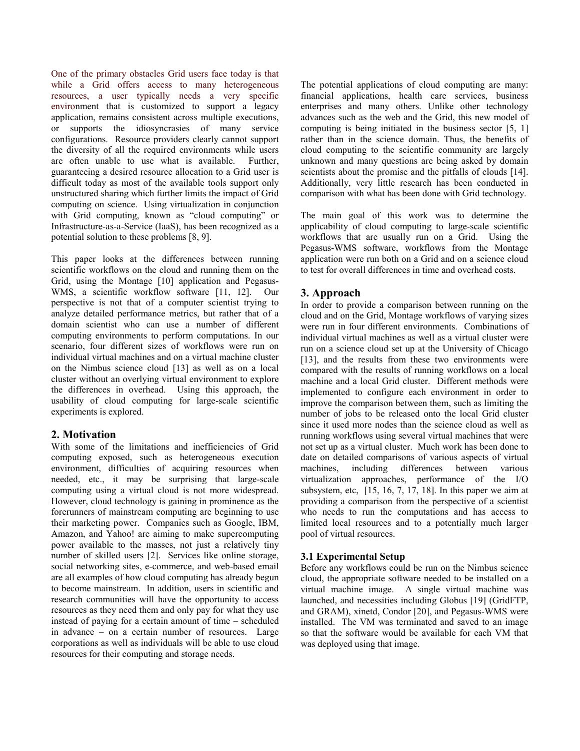One of the primary obstacles Grid users face today is that while a Grid offers access to many heterogeneous resources, a user typically needs a very specific environment that is customized to support a legacy application, remains consistent across multiple executions, or supports the idiosyncrasies of many service configurations. Resource providers clearly cannot support the diversity of all the required environments while users are often unable to use what is available. Further, guaranteeing a desired resource allocation to a Grid user is difficult today as most of the available tools support only unstructured sharing which further limits the impact of Grid computing on science. Using virtualization in conjunction with Grid computing, known as "cloud computing" or Infrastructure-as-a-Service (IaaS), has been recognized as a potential solution to these problems [8, 9].

This paper looks at the differences between running scientific workflows on the cloud and running them on the Grid, using the Montage [10] application and Pegasus-WMS, a scientific workflow software [11, 12]. Our perspective is not that of a computer scientist trying to analyze detailed performance metrics, but rather that of a domain scientist who can use a number of different computing environments to perform computations. In our scenario, four different sizes of workflows were run on individual virtual machines and on a virtual machine cluster on the Nimbus science cloud [13] as well as on a local cluster without an overlying virtual environment to explore the differences in overhead. Using this approach, the usability of cloud computing for large-scale scientific experiments is explored.

## 2. Motivation

With some of the limitations and inefficiencies of Grid computing exposed, such as heterogeneous execution environment, difficulties of acquiring resources when needed, etc., it may be surprising that large-scale computing using a virtual cloud is not more widespread. However, cloud technology is gaining in prominence as the forerunners of mainstream computing are beginning to use their marketing power. Companies such as Google, IBM, Amazon, and Yahoo! are aiming to make supercomputing power available to the masses, not just a relatively tiny number of skilled users [2]. Services like online storage, social networking sites, e-commerce, and web-based email are all examples of how cloud computing has already begun to become mainstream. In addition, users in scientific and research communities will have the opportunity to access resources as they need them and only pay for what they use instead of paying for a certain amount of time – scheduled in advance – on a certain number of resources. Large corporations as well as individuals will be able to use cloud resources for their computing and storage needs.

The potential applications of cloud computing are many: financial applications, health care services, business enterprises and many others. Unlike other technology advances such as the web and the Grid, this new model of computing is being initiated in the business sector [5, 1] rather than in the science domain. Thus, the benefits of cloud computing to the scientific community are largely unknown and many questions are being asked by domain scientists about the promise and the pitfalls of clouds [14]. Additionally, very little research has been conducted in comparison with what has been done with Grid technology.

The main goal of this work was to determine the applicability of cloud computing to large-scale scientific workflows that are usually run on a Grid. Using the Pegasus-WMS software, workflows from the Montage application were run both on a Grid and on a science cloud to test for overall differences in time and overhead costs.

## 3. Approach

In order to provide a comparison between running on the cloud and on the Grid, Montage workflows of varying sizes were run in four different environments. Combinations of individual virtual machines as well as a virtual cluster were run on a science cloud set up at the University of Chicago [13], and the results from these two environments were compared with the results of running workflows on a local machine and a local Grid cluster. Different methods were implemented to configure each environment in order to improve the comparison between them, such as limiting the number of jobs to be released onto the local Grid cluster since it used more nodes than the science cloud as well as running workflows using several virtual machines that were not set up as a virtual cluster. Much work has been done to date on detailed comparisons of various aspects of virtual machines, including differences between various virtualization approaches, performance of the I/O subsystem, etc, [15, 16, 7, 17, 18]. In this paper we aim at providing a comparison from the perspective of a scientist who needs to run the computations and has access to limited local resources and to a potentially much larger pool of virtual resources.

### 3.1 Experimental Setup

Before any workflows could be run on the Nimbus science cloud, the appropriate software needed to be installed on a virtual machine image. A single virtual machine was launched, and necessities including Globus [19] (GridFTP, and GRAM), xinetd, Condor [20], and Pegasus-WMS were installed. The VM was terminated and saved to an image so that the software would be available for each VM that was deployed using that image.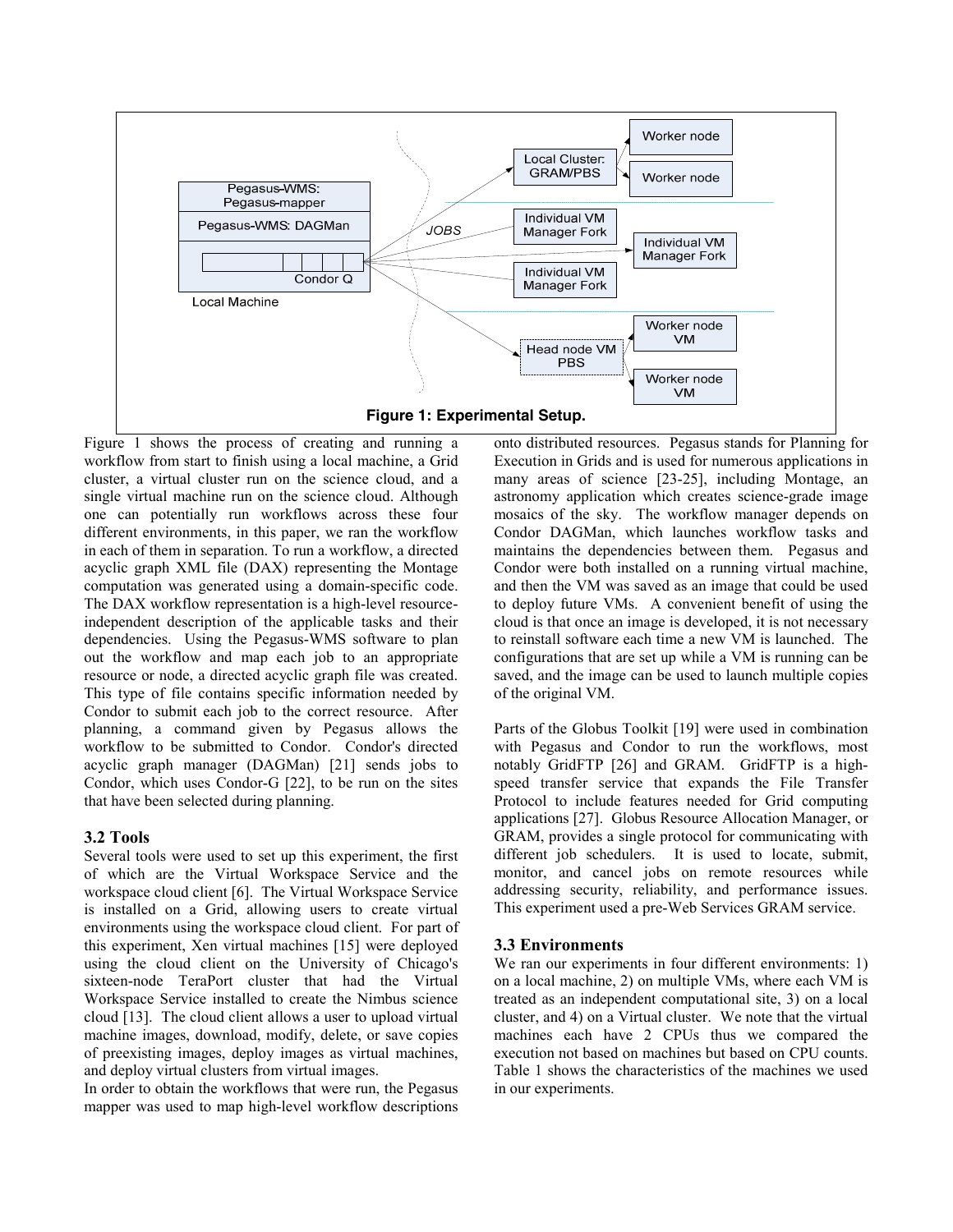**Figure 1: Experimental Setup.**

Figure 1 shows the process of creating and running a workflow from start to finish using a local machine, a Grid cluster, a virtual cluster run on the science cloud, and a single virtual machine run on the science cloud. Although one can potentially run workflows across these four different environments, in this paper, we ran the workflow in each of them in separation. To run a workflow, a directed acyclic graph XML file (DAX) representing the Montage computation was generated using a domain-specific code. The DAX workflow representation is a high-level resource-independent description of the applicable tasks and their dependencies. Using the Pegasus-WMS software to plan out the workflow and map each job to an appropriate resource or node, a directed acyclic graph file was created. This type of file contains specific information needed by Condor to submit each job to the correct resource. After planning, a command given by Pegasus allows the workflow to be submitted to Condor. Condor's directed acyclic graph manager (DAGMan) [21] sends jobs to Condor, which uses Condor-G [22], to be run on the sites that have been selected during planning.

### 3.2 Tools

Several tools were used to set up this experiment, the first of which are the Virtual Workspace Service and the workspace cloud client [6]. The Virtual Workspace Service is installed on a Grid, allowing users to create virtual environments using the workspace cloud client. For part of this experiment, Xen virtual machines [15] were deployed using the cloud client on the University of Chicago's sixteen-node TeraPort cluster that had the Virtual Workspace Service installed to create the Nimbus science cloud [13]. The cloud client allows a user to upload virtual machine images, download, modify, delete, or save copies of preexisting images, deploy images as virtual machines, and deploy virtual clusters from virtual images.

In order to obtain the workflows that were run, the Pegasus mapper was used to map high-level workflow descriptions onto distributed resources. Pegasus stands for Planning for Execution in Grids and is used for numerous applications in many areas of science [23-25], including Montage, an astronomy application which creates science-grade image mosaics of the sky. The workflow manager depends on Condor DAGMan, which launches workflow tasks and maintains the dependencies between them. Pegasus and Condor were both installed on a running virtual machine, and then the VM was saved as an image that could be used to deploy future VMs. A convenient benefit of using the cloud is that once an image is developed, it is not necessary to reinstall software each time a new VM is launched. The configurations that are set up while a VM is running can be saved, and the image can be used to launch multiple copies of the original VM.

Parts of the Globus Toolkit [19] were used in combination with Pegasus and Condor to run the workflows, most notably GridFTP [26] and GRAM. GridFTP is a high-speed transfer service that expands the File Transfer Protocol to include features needed for Grid computing applications [27]. Globus Resource Allocation Manager, or GRAM, provides a single protocol for communicating with different job schedulers. It is used to locate, submit, monitor, and cancel jobs on remote resources while addressing security, reliability, and performance issues. This experiment used a pre-Web Services GRAM service.

### 3.3 Environments

We ran our experiments in four different environments: 1) on a local machine, 2) on multiple VMs, where each VM is treated as an independent computational site, 3) on a local cluster, and 4) on a Virtual cluster. We note that the virtual machines each have 2 CPUs thus we compared the execution not based on machines but based on CPU counts. Table 1 shows the characteristics of the machines we used in our experiments.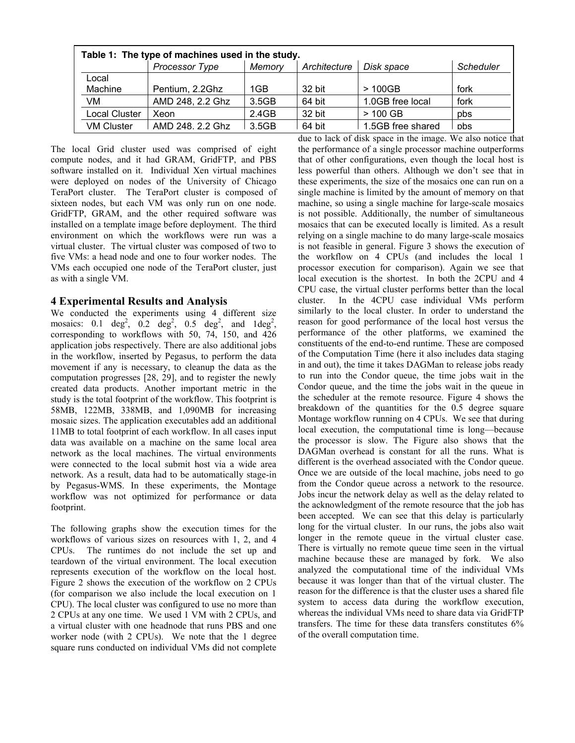**Table 1: The type of machines used in the study.**

| | *Processor Type* | *Memory* | *Architecture* | *Disk space* | *Scheduler* |
|---|---|---|---|---|---|
| Local Machine | Pentium, 2.2Ghz | 1GB | 32 bit | > 100GB | fork |
| VM | AMD 248, 2.2 Ghz | 3.5GB | 64 bit | 1.0GB free local | fork |
| Local Cluster | Xeon | 2.4GB | 32 bit | > 100 GB | pbs |
| VM Cluster | AMD 248. 2.2 Ghz | 3.5GB | 64 bit | 1.5GB free shared | pbs |

The local Grid cluster used was comprised of eight compute nodes, and it had GRAM, GridFTP, and PBS software installed on it. Individual Xen virtual machines were deployed on nodes of the University of Chicago TeraPort cluster. The TeraPort cluster is composed of sixteen nodes, but each VM was only run on one node. GridFTP, GRAM, and the other required software was installed on a template image before deployment. The third environment on which the workflows were run was a virtual cluster. The virtual cluster was composed of two to five VMs: a head node and one to four worker nodes. The VMs each occupied one node of the TeraPort cluster, just as with a single VM.

## 4 Experimental Results and Analysis

We conducted the experiments using 4 different size mosaics: 0.1 $deg^2$, 0.2 $deg^2$, 0.5 $deg^2$, and 1$deg^2$, corresponding to workflows with 50, 74, 150, and 426 application jobs respectively. There are also additional jobs in the workflow, inserted by Pegasus, to perform the data movement if any is necessary, to cleanup the data as the computation progresses [28, 29], and to register the newly created data products. Another important metric in the study is the total footprint of the workflow. This footprint is 58MB, 122MB, 338MB, and 1,090MB for increasing mosaic sizes. The application executables add an additional 11MB to total footprint of each workflow. In all cases input data was available on a machine on the same local area network as the local machines. The virtual environments were connected to the local submit host via a wide area network. As a result, data had to be automatically stage-in by Pegasus-WMS. In these experiments, the Montage workflow was not optimized for performance or data footprint.

The following graphs show the execution times for the workflows of various sizes on resources with 1, 2, and 4 CPUs. The runtimes do not include the set up and teardown of the virtual environment. The local execution represents execution of the workflow on the local host. Figure 2 shows the execution of the workflow on 2 CPUs (for comparison we also include the local execution on 1 CPU). The local cluster was configured to use no more than 2 CPUs at any one time. We used 1 VM with 2 CPUs, and a virtual cluster with one headnode that runs PBS and one worker node (with 2 CPUs). We note that the 1 degree square runs conducted on individual VMs did not complete due to lack of disk space in the image. We also notice that the performance of a single processor machine outperforms that of other configurations, even though the local host is less powerful than others. Although we don't see that in these experiments, the size of the mosaics one can run on a single machine is limited by the amount of memory on that machine, so using a single machine for large-scale mosaics is not possible. Additionally, the number of simultaneous mosaics that can be executed locally is limited. As a result relying on a single machine to do many large-scale mosaics is not feasible in general. Figure 3 shows the execution of the workflow on 4 CPUs (and includes the local 1 processor execution for comparison). Again we see that local execution is the shortest. In both the 2CPU and 4 CPU case, the virtual cluster performs better than the local cluster. In the 4CPU case individual VMs perform similarly to the local cluster. In order to understand the reason for good performance of the local host versus the performance of the other platforms, we examined the constituents of the end-to-end runtime. These are composed of the Computation Time (here it also includes data staging in and out), the time it takes DAGMan to release jobs ready to run into the Condor queue, the time jobs wait in the Condor queue, and the time the jobs wait in the queue in the scheduler at the remote resource. Figure 4 shows the breakdown of the quantities for the 0.5 degree square Montage workflow running on 4 CPUs. We see that during local execution, the computational time is long—because the processor is slow. The Figure also shows that the DAGMan overhead is constant for all the runs. What is different is the overhead associated with the Condor queue. Once we are outside of the local machine, jobs need to go from the Condor queue across a network to the resource. Jobs incur the network delay as well as the delay related to the acknowledgment of the remote resource that the job has been accepted. We can see that this delay is particularly long for the virtual cluster. In our runs, the jobs also wait longer in the remote queue in the virtual cluster case. There is virtually no remote queue time seen in the virtual machine because these are managed by fork. We also analyzed the computational time of the individual VMs because it was longer than that of the virtual cluster. The reason for the difference is that the cluster uses a shared file system to access data during the workflow execution, whereas the individual VMs need to share data via GridFTP transfers. The time for these data transfers constitutes 6% of the overall computation time.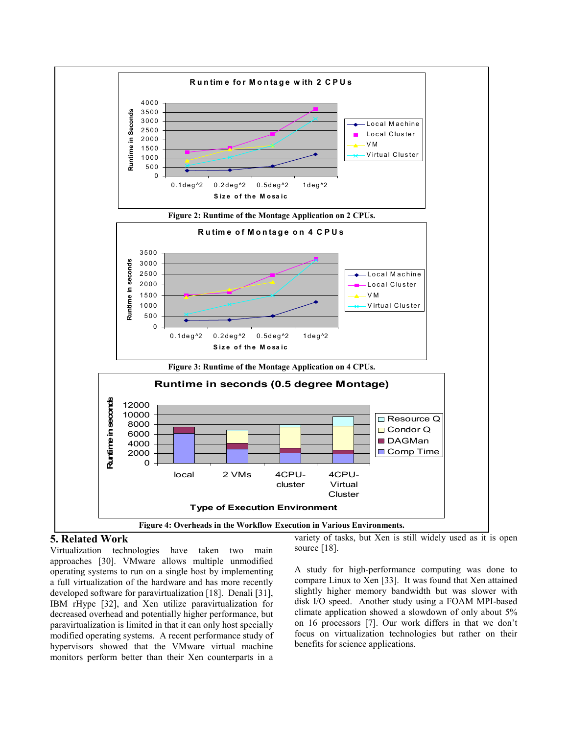Figure 2: Runtime of the Montage Application on 2 CPUs.

Figure 3: Runtime of the Montage Application on 4 CPUs.

Figure 4: Overheads in the Workflow Execution in Various Environments.

## 5. Related Work

Virtualization technologies have taken two main approaches [30]. VMware allows multiple unmodified operating systems to run on a single host by implementing a full virtualization of the hardware and has more recently developed software for paravirtualization [18]. Denali [31], IBM rHype [32], and Xen utilize paravirtualization for decreased overhead and potentially higher performance, but paravirtualization is limited in that it can only host specially modified operating systems. A recent performance study of hypervisors showed that the VMware virtual machine monitors perform better than their Xen counterparts in a variety of tasks, but Xen is still widely used as it is open source [18].

A study for high-performance computing was done to compare Linux to Xen [33]. It was found that Xen attained slightly higher memory bandwidth but was slower with disk I/O speed. Another study using a FOAM MPI-based climate application showed a slowdown of only about 5% on 16 processors [7]. Our work differs in that we don't focus on virtualization technologies but rather on their benefits for science applications.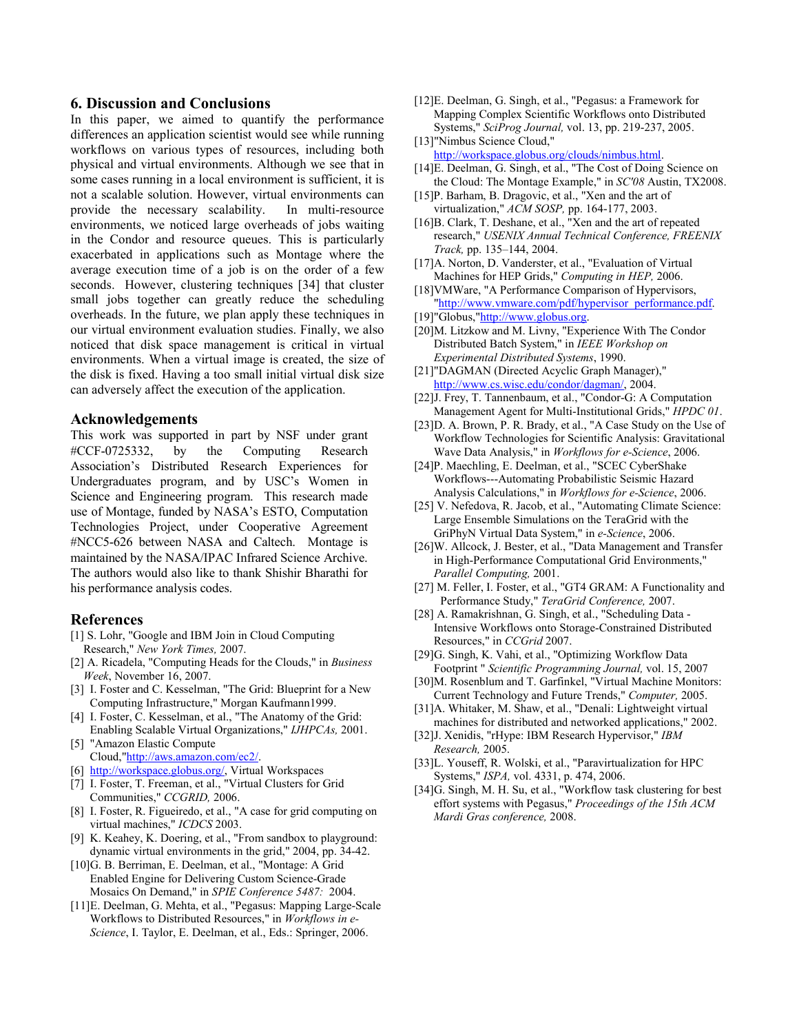## 6. Discussion and Conclusions

In this paper, we aimed to quantify the performance differences an application scientist would see while running workflows on various types of resources, including both physical and virtual environments. Although we see that in some cases running in a local environment is sufficient, it is not a scalable solution. However, virtual environments can provide the necessary scalability. In multi-resource environments, we noticed large overheads of jobs waiting in the Condor and resource queues. This is particularly exacerbated in applications such as Montage where the average execution time of a job is on the order of a few seconds. However, clustering techniques [34] that cluster small jobs together can greatly reduce the scheduling overheads. In the future, we plan apply these techniques in our virtual environment evaluation studies. Finally, we also noticed that disk space management is critical in virtual environments. When a virtual image is created, the size of the disk is fixed. Having a too small initial virtual disk size can adversely affect the execution of the application.

## Acknowledgements

This work was supported in part by NSF under grant #CCF-0725332, by the Computing Research Association's Distributed Research Experiences for Undergraduates program, and by USC's Women in Science and Engineering program. This research made use of Montage, funded by NASA's ESTO, Computation Technologies Project, under Cooperative Agreement #NCC5-626 between NASA and Caltech. Montage is maintained by the NASA/IPAC Infrared Science Archive. The authors would also like to thank Shishir Bharathi for his performance analysis codes.

## References

[1] S. Lohr, "Google and IBM Join in Cloud Computing Research," *New York Times,* 2007.

[2] A. Ricadela, "Computing Heads for the Clouds," in *Business Week*, November 16, 2007.

[3] I. Foster and C. Kesselman, "The Grid: Blueprint for a New Computing Infrastructure," Morgan Kaufmann1999.

[4] I. Foster, C. Kesselman, et al., "The Anatomy of the Grid: Enabling Scalable Virtual Organizations," *IJHPCAs,* 2001.

[5] "Amazon Elastic Compute Cloud,"http://aws.amazon.com/ec2/.

[6] http://workspace.globus.org/, Virtual Workspaces

[7] I. Foster, T. Freeman, et al., "Virtual Clusters for Grid Communities," *CCGRID,* 2006.

[8] I. Foster, R. Figueiredo, et al., "A case for grid computing on virtual machines," *ICDCS* 2003.

[9] K. Keahey, K. Doering, et al., "From sandbox to playground: dynamic virtual environments in the grid," 2004, pp. 34-42.

[10] G. B. Berriman, E. Deelman, et al., "Montage: A Grid Enabled Engine for Delivering Custom Science-Grade Mosaics On Demand," in *SPIE Conference 5487:* 2004.

[11] E. Deelman, G. Mehta, et al., "Pegasus: Mapping Large-Scale Workflows to Distributed Resources," in *Workflows in e-Science*, I. Taylor, E. Deelman, et al., Eds.: Springer, 2006.

[12] E. Deelman, G. Singh, et al., "Pegasus: a Framework for Mapping Complex Scientific Workflows onto Distributed Systems," *SciProg Journal,* vol. 13, pp. 219-237, 2005.

[13] "Nimbus Science Cloud," http://workspace.globus.org/clouds/nimbus.html.

[14] E. Deelman, G. Singh, et al., "The Cost of Doing Science on the Cloud: The Montage Example," in *SC'08* Austin, TX2008.

[15] P. Barham, B. Dragovic, et al., "Xen and the art of virtualization," *ACM SOSP,* pp. 164-177, 2003.

[16] B. Clark, T. Deshane, et al., "Xen and the art of repeated research," *USENIX Annual Technical Conference, FREENIX Track,* pp. 135–144, 2004.

[17] A. Norton, D. Vanderster, et al., "Evaluation of Virtual Machines for HEP Grids," *Computing in HEP,* 2006.

[18] VMWare, "A Performance Comparison of Hypervisors," "http://www.vmware.com/pdf/hypervisor_performance.pdf.

[19] "Globus,"http://www.globus.org.

[20] M. Litzkow and M. Livny, "Experience With The Condor Distributed Batch System," in *IEEE Workshop on Experimental Distributed Systems*, 1990.

[21] "DAGMAN (Directed Acyclic Graph Manager)," http://www.cs.wisc.edu/condor/dagman/, 2004.

[22] J. Frey, T. Tannenbaum, et al., "Condor-G: A Computation Management Agent for Multi-Institutional Grids," *HPDC 01*.

[23] D. A. Brown, P. R. Brady, et al., "A Case Study on the Use of Workflow Technologies for Scientific Analysis: Gravitational Wave Data Analysis," in *Workflows for e-Science*, 2006.

[24] P. Maechling, E. Deelman, et al., "SCEC CyberShake Workflows---Automating Probabilistic Seismic Hazard Analysis Calculations," in *Workflows for e-Science*, 2006.

[25] V. Nefedova, R. Jacob, et al., "Automating Climate Science: Large Ensemble Simulations on the TeraGrid with the GriPhyN Virtual Data System," in *e-Science*, 2006.

[26] W. Allcock, J. Bester, et al., "Data Management and Transfer in High-Performance Computational Grid Environments," *Parallel Computing,* 2001.

[27] M. Feller, I. Foster, et al., "GT4 GRAM: A Functionality and Performance Study," *TeraGrid Conference,* 2007.

[28] A. Ramakrishnan, G. Singh, et al., "Scheduling Data -Intensive Workflows onto Storage-Constrained Distributed Resources," in *CCGrid* 2007.

[29] G. Singh, K. Vahi, et al., "Optimizing Workflow Data Footprint " *Scientific Programming Journal,* vol. 15, 2007

[30] M. Rosenblum and T. Garfinkel, "Virtual Machine Monitors: Current Technology and Future Trends," *Computer,* 2005.

[31] A. Whitaker, M. Shaw, et al., "Denali: Lightweight virtual machines for distributed and networked applications," 2002.

[32] J. Xenidis, "rHype: IBM Research Hypervisor," *IBM Research,* 2005.

[33] L. Youseff, R. Wolski, et al., "Paravirtualization for HPC Systems," *ISPA,* vol. 4331, p. 474, 2006.

[34] G. Singh, M. H. Su, et al., "Workflow task clustering for best effort systems with Pegasus," *Proceedings of the 15th ACM Mardi Gras conference,* 2008.